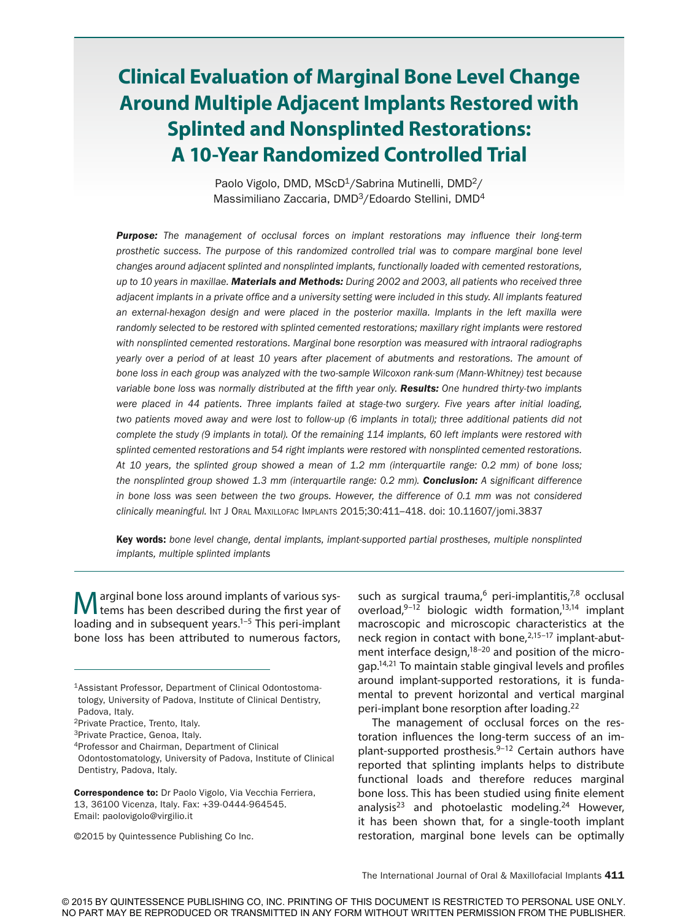# Clinical Evaluation of Marginal Bone Level Change Around Multiple Adjacent Implants Restored with Splinted and Nonsplinted Restorations: A 10-Year Randomized Controlled Trial

Paolo Vigolo, DMD, MScD[1]/Sabrina Mutinelli, DMD[2]/ Massimiliano Zaccaria, DMD[3]/Edoardo Stellini, DMD[4]

***Purpose:*** *The management of occlusal forces on implant restorations may influence their long-term prosthetic success. The purpose of this randomized controlled trial was to compare marginal bone level changes around adjacent splinted and nonsplinted implants, functionally loaded with cemented restorations, up to 10 years in maxillae.* ***Materials and Methods:*** *During 2002 and 2003, all patients who received three adjacent implants in a private office and a university setting were included in this study. All implants featured an external-hexagon design and were placed in the posterior maxilla. Implants in the left maxilla were randomly selected to be restored with splinted cemented restorations; maxillary right implants were restored with nonsplinted cemented restorations. Marginal bone resorption was measured with intraoral radiographs yearly over a period of at least 10 years after placement of abutments and restorations. The amount of bone loss in each group was analyzed with the two-sample Wilcoxon rank-sum (Mann-Whitney) test because variable bone loss was normally distributed at the fifth year only.* ***Results:*** *One hundred thirty-two implants were placed in 44 patients. Three implants failed at stage-two surgery. Five years after initial loading, two patients moved away and were lost to follow-up (6 implants in total); three additional patients did not complete the study (9 implants in total). Of the remaining 114 implants, 60 left implants were restored with splinted cemented restorations and 54 right implants were restored with nonsplinted cemented restorations. At 10 years, the splinted group showed a mean of 1.2 mm (interquartile range: 0.2 mm) of bone loss; the nonsplinted group showed 1.3 mm (interquartile range: 0.2 mm).* ***Conclusion:*** *A significant difference in bone loss was seen between the two groups. However, the difference of 0.1 mm was not considered clinically meaningful.* Int J Oral Maxillofac Implants 2015;30:411–418. doi: 10.11607/jomi.3837

**Key words:** *bone level change, dental implants, implant-supported partial prostheses, multiple nonsplinted implants, multiple splinted implants*

Marginal bone loss around implants of various systems has been described during the first year of loading and in subsequent years.[1–5] This peri-implant bone loss has been attributed to numerous factors, such as surgical trauma,[6] peri-implantitis,[7,8] occlusal overload,[9–12] biologic width formation,[13,14] implant macroscopic and microscopic characteristics at the neck region in contact with bone,[2,15–17] implant-abutment interface design,[18–20] and position of the microgap.[14,21] To maintain stable gingival levels and profiles around implant-supported restorations, it is fundamental to prevent horizontal and vertical marginal peri-implant bone resorption after loading.[22]

The management of occlusal forces on the restoration influences the long-term success of an implant-supported prosthesis.[9–12] Certain authors have reported that splinting implants helps to distribute functional loads and therefore reduces marginal bone loss. This has been studied using finite element analysis[23] and photoelastic modeling.[24] However, it has been shown that, for a single-tooth implant restoration, marginal bone levels can be optimally

[1]Assistant Professor, Department of Clinical Odontostomatology, University of Padova, Institute of Clinical Dentistry, Padova, Italy.
[2]Private Practice, Trento, Italy.
[3]Private Practice, Genoa, Italy.
[4]Professor and Chairman, Department of Clinical Odontostomatology, University of Padova, Institute of Clinical Dentistry, Padova, Italy.

**Correspondence to:** Dr Paolo Vigolo, Via Vecchia Ferriera, 13, 36100 Vicenza, Italy. Fax: +39-0444-964545. Email: paolovigolo@virgilio.it

©2015 by Quintessence Publishing Co Inc.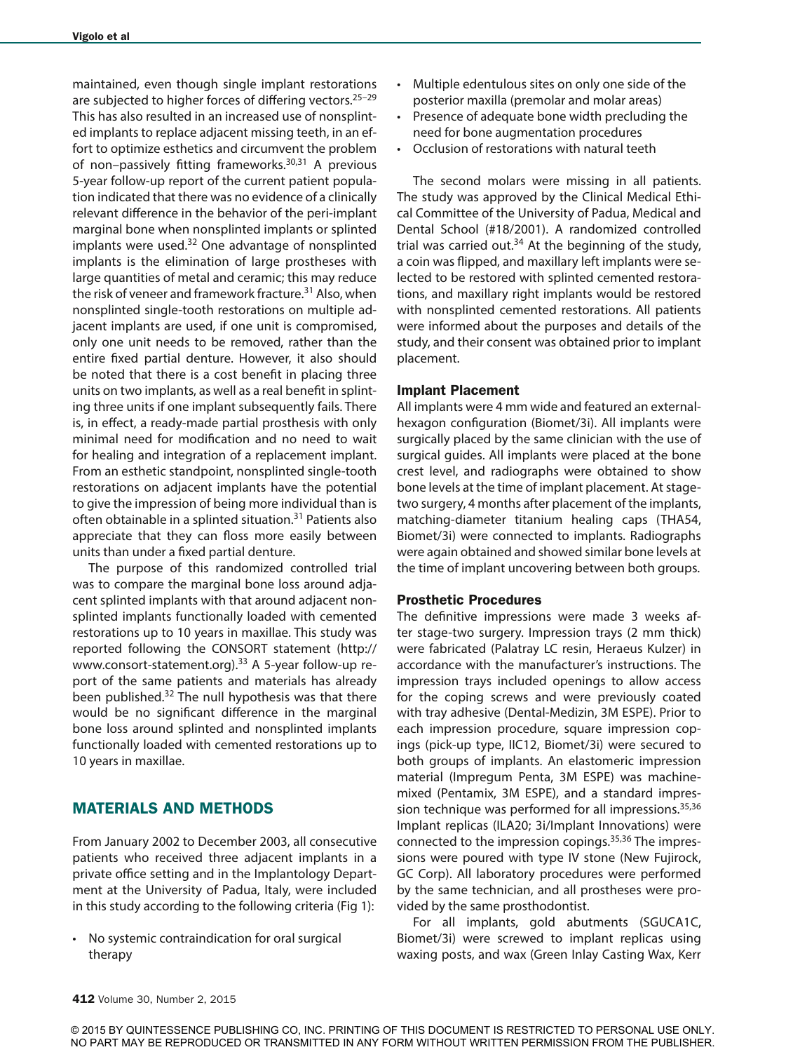maintained, even though single implant restorations are subjected to higher forces of differing vectors.[25–29] This has also resulted in an increased use of nonsplinted implants to replace adjacent missing teeth, in an effort to optimize esthetics and circumvent the problem of non–passively fitting frameworks.[30,31] A previous 5-year follow-up report of the current patient population indicated that there was no evidence of a clinically relevant difference in the behavior of the peri-implant marginal bone when nonsplinted implants or splinted implants were used.[32] One advantage of nonsplinted implants is the elimination of large prostheses with large quantities of metal and ceramic; this may reduce the risk of veneer and framework fracture.[31] Also, when nonsplinted single-tooth restorations on multiple adjacent implants are used, if one unit is compromised, only one unit needs to be removed, rather than the entire fixed partial denture. However, it also should be noted that there is a cost benefit in placing three units on two implants, as well as a real benefit in splinting three units if one implant subsequently fails. There is, in effect, a ready-made partial prosthesis with only minimal need for modification and no need to wait for healing and integration of a replacement implant. From an esthetic standpoint, nonsplinted single-tooth restorations on adjacent implants have the potential to give the impression of being more individual than is often obtainable in a splinted situation.[31] Patients also appreciate that they can floss more easily between units than under a fixed partial denture.

The purpose of this randomized controlled trial was to compare the marginal bone loss around adjacent splinted implants with that around adjacent nonsplinted implants functionally loaded with cemented restorations up to 10 years in maxillae. This study was reported following the CONSORT statement (http://www.consort-statement.org).[33] A 5-year follow-up report of the same patients and materials has already been published.[32] The null hypothesis was that there would be no significant difference in the marginal bone loss around splinted and nonsplinted implants functionally loaded with cemented restorations up to 10 years in maxillae.

## MATERIALS AND METHODS

From January 2002 to December 2003, all consecutive patients who received three adjacent implants in a private office setting and in the Implantology Department at the University of Padua, Italy, were included in this study according to the following criteria (Fig 1):

- No systemic contraindication for oral surgical therapy
- Multiple edentulous sites on only one side of the posterior maxilla (premolar and molar areas)
- Presence of adequate bone width precluding the need for bone augmentation procedures
- Occlusion of restorations with natural teeth

The second molars were missing in all patients. The study was approved by the Clinical Medical Ethical Committee of the University of Padua, Medical and Dental School (#18/2001). A randomized controlled trial was carried out.[34] At the beginning of the study, a coin was flipped, and maxillary left implants were selected to be restored with splinted cemented restorations, and maxillary right implants would be restored with nonsplinted cemented restorations. All patients were informed about the purposes and details of the study, and their consent was obtained prior to implant placement.

### Implant Placement

All implants were 4 mm wide and featured an external-hexagon configuration (Biomet/3i). All implants were surgically placed by the same clinician with the use of surgical guides. All implants were placed at the bone crest level, and radiographs were obtained to show bone levels at the time of implant placement. At stage-two surgery, 4 months after placement of the implants, matching-diameter titanium healing caps (THA54, Biomet/3i) were connected to implants. Radiographs were again obtained and showed similar bone levels at the time of implant uncovering between both groups.

### Prosthetic Procedures

The definitive impressions were made 3 weeks after stage-two surgery. Impression trays (2 mm thick) were fabricated (Palatray LC resin, Heraeus Kulzer) in accordance with the manufacturer's instructions. The impression trays included openings to allow access for the coping screws and were previously coated with tray adhesive (Dental-Medizin, 3M ESPE). Prior to each impression procedure, square impression copings (pick-up type, IIC12, Biomet/3i) were secured to both groups of implants. An elastomeric impression material (Impregum Penta, 3M ESPE) was machine-mixed (Pentamix, 3M ESPE), and a standard impression technique was performed for all impressions.[35,36] Implant replicas (ILA20; 3i/Implant Innovations) were connected to the impression copings.[35,36] The impressions were poured with type IV stone (New Fujirock, GC Corp). All laboratory procedures were performed by the same technician, and all prostheses were provided by the same prosthodontist.

For all implants, gold abutments (SGUCA1C, Biomet/3i) were screwed to implant replicas using waxing posts, and wax (Green Inlay Casting Wax, Kerr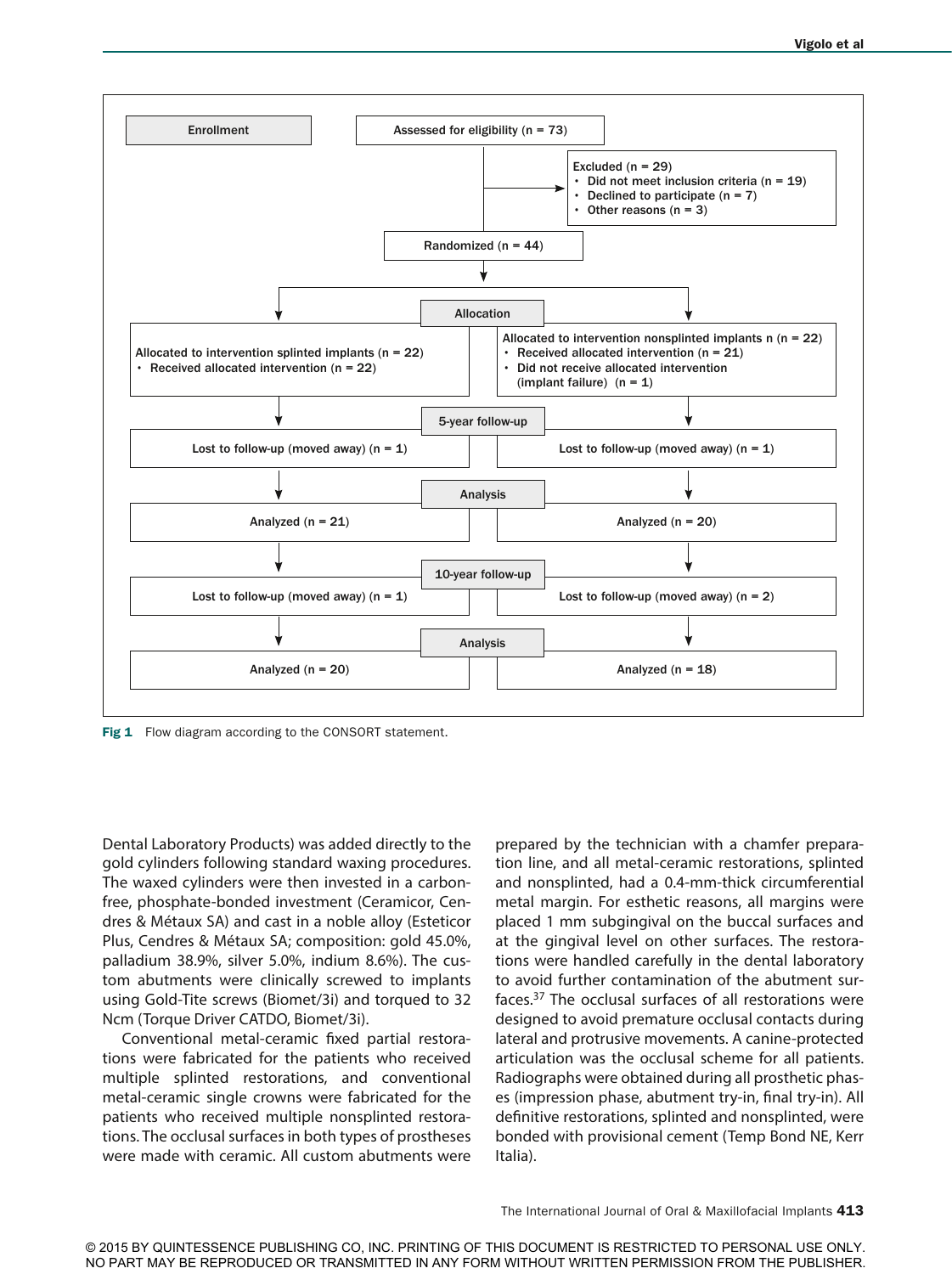| Enrollment | Assessed for eligibility (n = 73) | |
|---|---|---|
| | Excluded (n = 29)<br>• Did not meet inclusion criteria (n = 19)<br>• Declined to participate (n = 7)<br>• Other reasons (n = 3) | |
| | Randomized (n = 44) | |
| **Allocation** | Allocated to intervention splinted implants (n = 22)<br>• Received allocated intervention (n = 22) | Allocated to intervention nonsplinted implants n (n = 22)<br>• Received allocated intervention (n = 21)<br>• Did not receive allocated intervention (implant failure) (n = 1) |
| **5-year follow-up** | Lost to follow-up (moved away) (n = 1) | Lost to follow-up (moved away) (n = 1) |
| **Analysis** | Analyzed (n = 21) | Analyzed (n = 20) |
| **10-year follow-up** | Lost to follow-up (moved away) (n = 1) | Lost to follow-up (moved away) (n = 2) |
| **Analysis** | Analyzed (n = 20) | Analyzed (n = 18) |

**Fig 1** Flow diagram according to the CONSORT statement.

Dental Laboratory Products) was added directly to the gold cylinders following standard waxing procedures. The waxed cylinders were then invested in a carbon-free, phosphate-bonded investment (Ceramicor, Cendres & Métaux SA) and cast in a noble alloy (Esteticor Plus, Cendres & Métaux SA; composition: gold 45.0%, palladium 38.9%, silver 5.0%, indium 8.6%). The custom abutments were clinically screwed to implants using Gold-Tite screws (Biomet/3i) and torqued to 32 Ncm (Torque Driver CATDO, Biomet/3i).

Conventional metal-ceramic fixed partial restorations were fabricated for the patients who received multiple splinted restorations, and conventional metal-ceramic single crowns were fabricated for the patients who received multiple nonsplinted restorations. The occlusal surfaces in both types of prostheses were made with ceramic. All custom abutments were prepared by the technician with a chamfer preparation line, and all metal-ceramic restorations, splinted and nonsplinted, had a 0.4-mm-thick circumferential metal margin. For esthetic reasons, all margins were placed 1 mm subgingival on the buccal surfaces and at the gingival level on other surfaces. The restorations were handled carefully in the dental laboratory to avoid further contamination of the abutment surfaces.[37] The occlusal surfaces of all restorations were designed to avoid premature occlusal contacts during lateral and protrusive movements. A canine-protected articulation was the occlusal scheme for all patients. Radiographs were obtained during all prosthetic phases (impression phase, abutment try-in, final try-in). All definitive restorations, splinted and nonsplinted, were bonded with provisional cement (Temp Bond NE, Kerr Italia).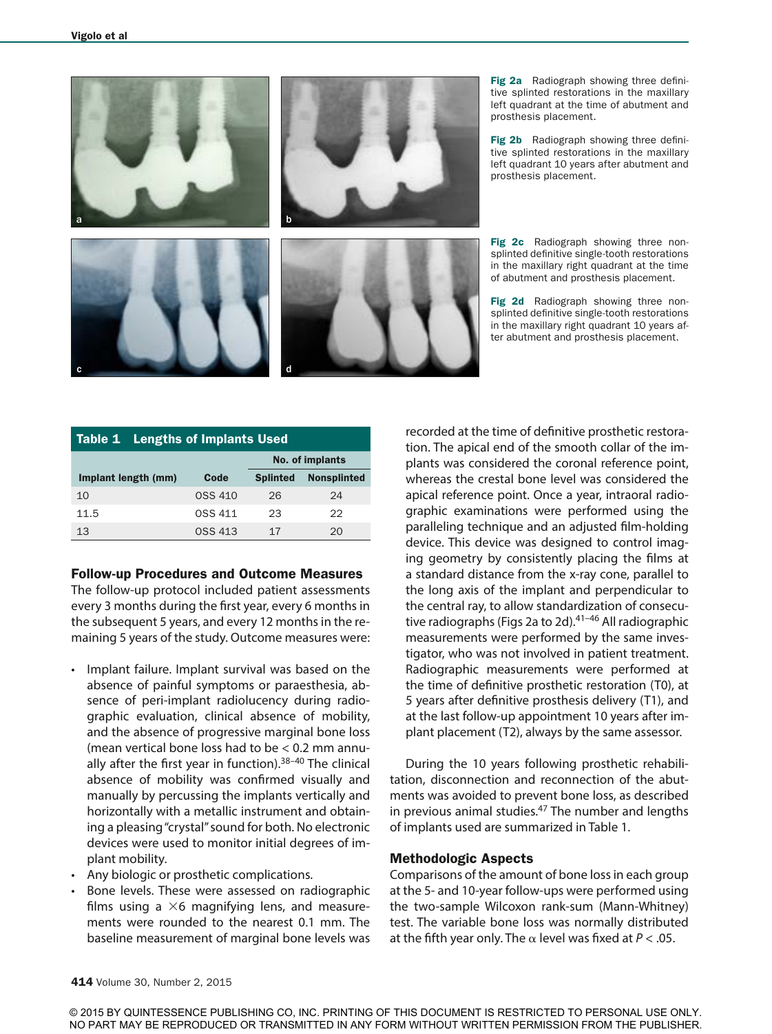Fig 2a Radiograph showing three definitive splinted restorations in the maxillary left quadrant at the time of abutment and prosthesis placement.

Fig 2b Radiograph showing three definitive splinted restorations in the maxillary left quadrant 10 years after abutment and prosthesis placement.

Fig 2c Radiograph showing three nonsplinted definitive single-tooth restorations in the maxillary right quadrant at the time of abutment and prosthesis placement.

Fig 2d Radiograph showing three nonsplinted definitive single-tooth restorations in the maxillary right quadrant 10 years after abutment and prosthesis placement.

**Table 1 Lengths of Implants Used**

| | | No. of implants | |
|---|---|---|---|
| Implant length (mm) | Code | Splinted | Nonsplinted |
| 10 | OSS 410 | 26 | 24 |
| 11.5 | OSS 411 | 23 | 22 |
| 13 | OSS 413 | 17 | 20 |

### Follow-up Procedures and Outcome Measures

The follow-up protocol included patient assessments every 3 months during the first year, every 6 months in the subsequent 5 years, and every 12 months in the remaining 5 years of the study. Outcome measures were:

- Implant failure. Implant survival was based on the absence of painful symptoms or paraesthesia, absence of peri-implant radiolucency during radiographic evaluation, clinical absence of mobility, and the absence of progressive marginal bone loss (mean vertical bone loss had to be < 0.2 mm annually after the first year in function).[38–40] The clinical absence of mobility was confirmed visually and manually by percussing the implants vertically and horizontally with a metallic instrument and obtaining a pleasing "crystal" sound for both. No electronic devices were used to monitor initial degrees of implant mobility.
- Any biologic or prosthetic complications.
- Bone levels. These were assessed on radiographic films using a $\times 6$ magnifying lens, and measurements were rounded to the nearest 0.1 mm. The baseline measurement of marginal bone levels was recorded at the time of definitive prosthetic restoration. The apical end of the smooth collar of the implants was considered the coronal reference point, whereas the crestal bone level was considered the apical reference point. Once a year, intraoral radiographic examinations were performed using the paralleling technique and an adjusted film-holding device. This device was designed to control imaging geometry by consistently placing the films at a standard distance from the x-ray cone, parallel to the long axis of the implant and perpendicular to the central ray, to allow standardization of consecutive radiographs (Figs 2a to 2d).[41–46] All radiographic measurements were performed by the same investigator, who was not involved in patient treatment. Radiographic measurements were performed at the time of definitive prosthetic restoration (T0), at 5 years after definitive prosthesis delivery (T1), and at the last follow-up appointment 10 years after implant placement (T2), always by the same assessor.

During the 10 years following prosthetic rehabilitation, disconnection and reconnection of the abutments was avoided to prevent bone loss, as described in previous animal studies.[47] The number and lengths of implants used are summarized in Table 1.

### Methodologic Aspects

Comparisons of the amount of bone loss in each group at the 5- and 10-year follow-ups were performed using the two-sample Wilcoxon rank-sum (Mann-Whitney) test. The variable bone loss was normally distributed at the fifth year only. The $\alpha$ level was fixed at $P < .05$.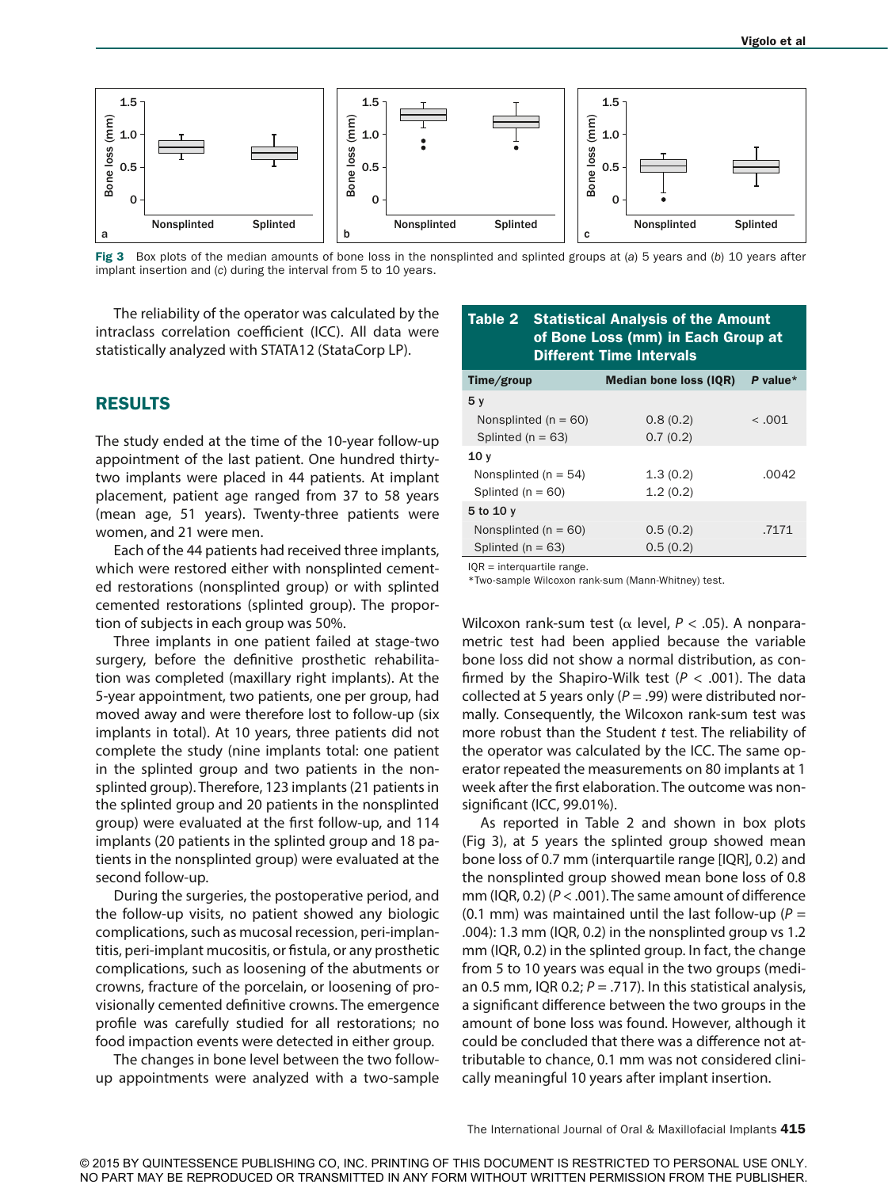Fig 3 Box plots of the median amounts of bone loss in the nonsplinted and splinted groups at (*a*) 5 years and (*b*) 10 years after implant insertion and (*c*) during the interval from 5 to 10 years.

The reliability of the operator was calculated by the intraclass correlation coefficient (ICC). All data were statistically analyzed with STATA12 (StataCorp LP).

## RESULTS

The study ended at the time of the 10-year follow-up appointment of the last patient. One hundred thirty-two implants were placed in 44 patients. At implant placement, patient age ranged from 37 to 58 years (mean age, 51 years). Twenty-three patients were women, and 21 were men.

Each of the 44 patients had received three implants, which were restored either with nonsplinted cemented restorations (nonsplinted group) or with splinted cemented restorations (splinted group). The proportion of subjects in each group was 50%.

Three implants in one patient failed at stage-two surgery, before the definitive prosthetic rehabilitation was completed (maxillary right implants). At the 5-year appointment, two patients, one per group, had moved away and were therefore lost to follow-up (six implants in total). At 10 years, three patients did not complete the study (nine implants total: one patient in the splinted group and two patients in the nonsplinted group). Therefore, 123 implants (21 patients in the splinted group and 20 patients in the nonsplinted group) were evaluated at the first follow-up, and 114 implants (20 patients in the splinted group and 18 patients in the nonsplinted group) were evaluated at the second follow-up.

During the surgeries, the postoperative period, and the follow-up visits, no patient showed any biologic complications, such as mucosal recession, peri-implantitis, peri-implant mucositis, or fistula, or any prosthetic complications, such as loosening of the abutments or crowns, fracture of the porcelain, or loosening of provisionally cemented definitive crowns. The emergence profile was carefully studied for all restorations; no food impaction events were detected in either group.

The changes in bone level between the two follow-up appointments were analyzed with a two-sample Wilcoxon rank-sum test (α level, $P < .05$). A nonparametric test had been applied because the variable bone loss did not show a normal distribution, as confirmed by the Shapiro-Wilk test ($P < .001$). The data collected at 5 years only ($P = .99$) were distributed normally. Consequently, the Wilcoxon rank-sum test was more robust than the Student *t* test. The reliability of the operator was calculated by the ICC. The same operator repeated the measurements on 80 implants at 1 week after the first elaboration. The outcome was nonsignificant (ICC, 99.01%).

**Table 2 Statistical Analysis of the Amount of Bone Loss (mm) in Each Group at Different Time Intervals**

| Time/group | Median bone loss (IQR) | *P* value* |
|---|---|---|
| **5 y** | | |
| Nonsplinted (n = 60) | 0.8 (0.2) | < .001 |
| Splinted (n = 63) | 0.7 (0.2) | |
| **10 y** | | |
| Nonsplinted (n = 54) | 1.3 (0.2) | .0042 |
| Splinted (n = 60) | 1.2 (0.2) | |
| **5 to 10 y** | | |
| Nonsplinted (n = 60) | 0.5 (0.2) | .7171 |
| Splinted (n = 63) | 0.5 (0.2) | |

IQR = interquartile range.
*Two-sample Wilcoxon rank-sum (Mann-Whitney) test.

As reported in Table 2 and shown in box plots (Fig 3), at 5 years the splinted group showed mean bone loss of 0.7 mm (interquartile range [IQR], 0.2) and the nonsplinted group showed mean bone loss of 0.8 mm (IQR, 0.2) ($P < .001$). The same amount of difference (0.1 mm) was maintained until the last follow-up ($P = .004$): 1.3 mm (IQR, 0.2) in the nonsplinted group vs 1.2 mm (IQR, 0.2) in the splinted group. In fact, the change from 5 to 10 years was equal in the two groups (median 0.5 mm, IQR 0.2; $P = .717$). In this statistical analysis, a significant difference between the two groups in the amount of bone loss was found. However, although it could be concluded that there was a difference not attributable to chance, 0.1 mm was not considered clinically meaningful 10 years after implant insertion.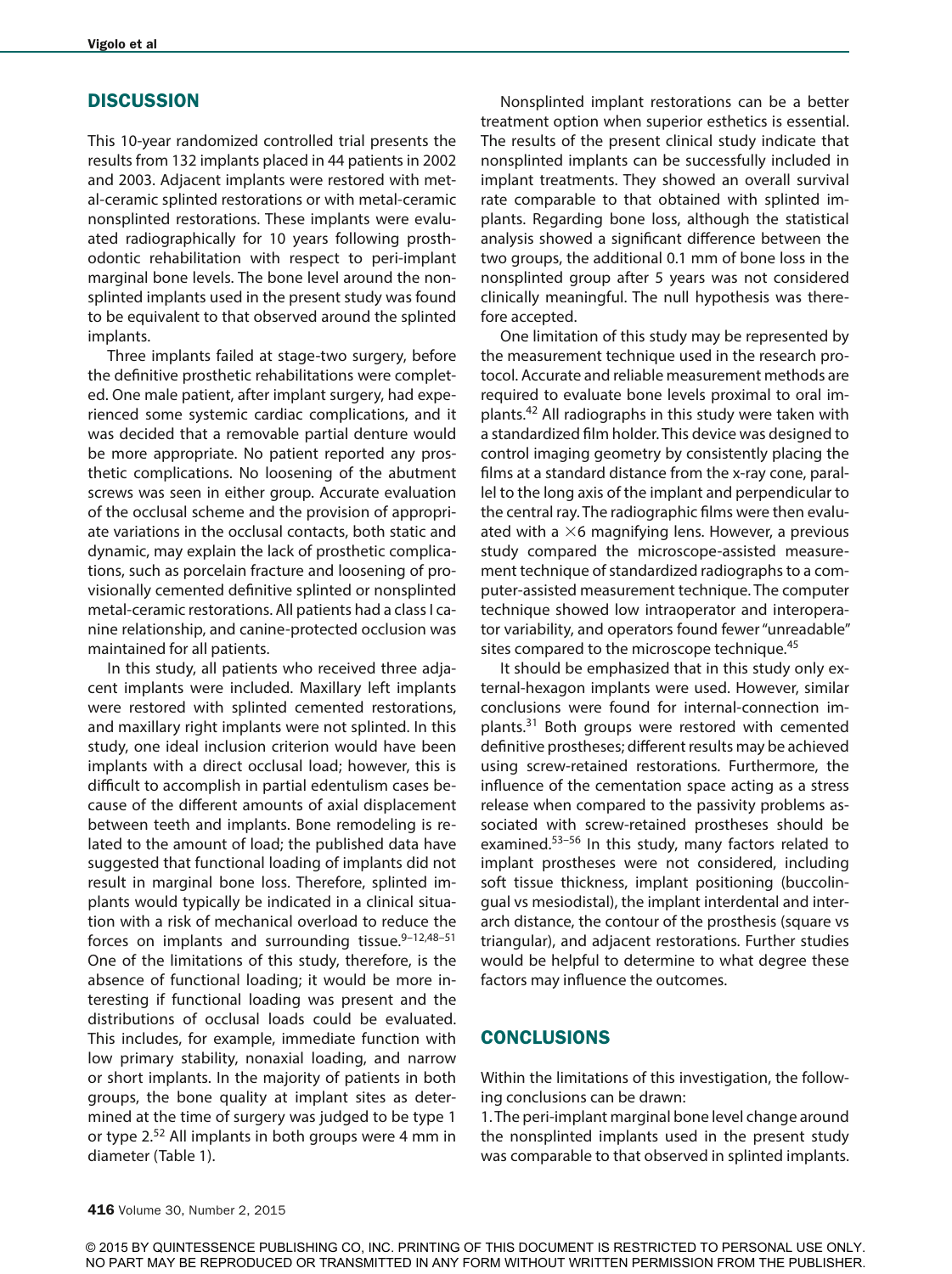## DISCUSSION

This 10-year randomized controlled trial presents the results from 132 implants placed in 44 patients in 2002 and 2003. Adjacent implants were restored with metal-ceramic splinted restorations or with metal-ceramic nonsplinted restorations. These implants were evaluated radiographically for 10 years following prosthodontic rehabilitation with respect to peri-implant marginal bone levels. The bone level around the nonsplinted implants used in the present study was found to be equivalent to that observed around the splinted implants.

Three implants failed at stage-two surgery, before the definitive prosthetic rehabilitations were completed. One male patient, after implant surgery, had experienced some systemic cardiac complications, and it was decided that a removable partial denture would be more appropriate. No patient reported any prosthetic complications. No loosening of the abutment screws was seen in either group. Accurate evaluation of the occlusal scheme and the provision of appropriate variations in the occlusal contacts, both static and dynamic, may explain the lack of prosthetic complications, such as porcelain fracture and loosening of provisionally cemented definitive splinted or nonsplinted metal-ceramic restorations. All patients had a class I canine relationship, and canine-protected occlusion was maintained for all patients.

In this study, all patients who received three adjacent implants were included. Maxillary left implants were restored with splinted cemented restorations, and maxillary right implants were not splinted. In this study, one ideal inclusion criterion would have been implants with a direct occlusal load; however, this is difficult to accomplish in partial edentulism cases because of the different amounts of axial displacement between teeth and implants. Bone remodeling is related to the amount of load; the published data have suggested that functional loading of implants did not result in marginal bone loss. Therefore, splinted implants would typically be indicated in a clinical situation with a risk of mechanical overload to reduce the forces on implants and surrounding tissue.[9–12,48–51] One of the limitations of this study, therefore, is the absence of functional loading; it would be more interesting if functional loading was present and the distributions of occlusal loads could be evaluated. This includes, for example, immediate function with low primary stability, nonaxial loading, and narrow or short implants. In the majority of patients in both groups, the bone quality at implant sites as determined at the time of surgery was judged to be type 1 or type 2.[52] All implants in both groups were 4 mm in diameter (Table 1).

Nonsplinted implant restorations can be a better treatment option when superior esthetics is essential. The results of the present clinical study indicate that nonsplinted implants can be successfully included in implant treatments. They showed an overall survival rate comparable to that obtained with splinted implants. Regarding bone loss, although the statistical analysis showed a significant difference between the two groups, the additional 0.1 mm of bone loss in the nonsplinted group after 5 years was not considered clinically meaningful. The null hypothesis was therefore accepted.

One limitation of this study may be represented by the measurement technique used in the research protocol. Accurate and reliable measurement methods are required to evaluate bone levels proximal to oral implants.[42] All radiographs in this study were taken with a standardized film holder. This device was designed to control imaging geometry by consistently placing the films at a standard distance from the x-ray cone, parallel to the long axis of the implant and perpendicular to the central ray. The radiographic films were then evaluated with a $\times 6$ magnifying lens. However, a previous study compared the microscope-assisted measurement technique of standardized radiographs to a computer-assisted measurement technique. The computer technique showed low intraoperator and interoperator variability, and operators found fewer "unreadable" sites compared to the microscope technique.[45]

It should be emphasized that in this study only external-hexagon implants were used. However, similar conclusions were found for internal-connection implants.[31] Both groups were restored with cemented definitive prostheses; different results may be achieved using screw-retained restorations. Furthermore, the influence of the cementation space acting as a stress release when compared to the passivity problems associated with screw-retained prostheses should be examined.[53–56] In this study, many factors related to implant prostheses were not considered, including soft tissue thickness, implant positioning (buccolingual vs mesiodistal), the implant interdental and interarch distance, the contour of the prosthesis (square vs triangular), and adjacent restorations. Further studies would be helpful to determine to what degree these factors may influence the outcomes.

## CONCLUSIONS

Within the limitations of this investigation, the following conclusions can be drawn:

1. The peri-implant marginal bone level change around the nonsplinted implants used in the present study was comparable to that observed in splinted implants.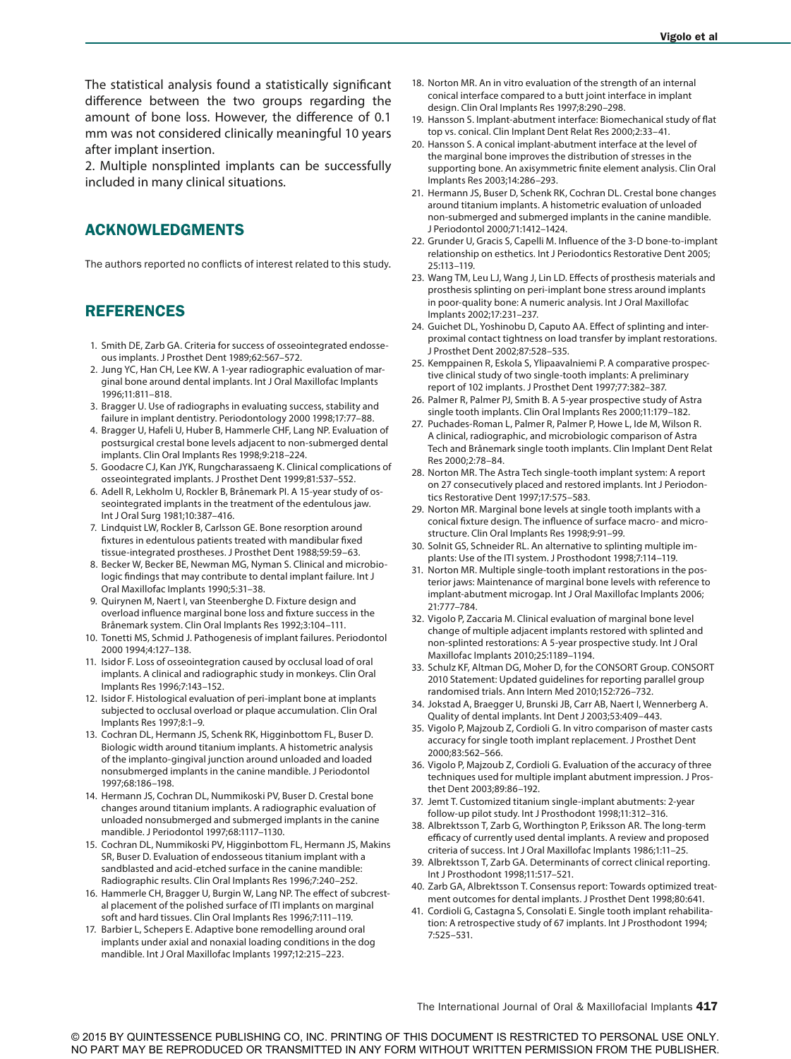The statistical analysis found a statistically significant difference between the two groups regarding the amount of bone loss. However, the difference of 0.1 mm was not considered clinically meaningful 10 years after implant insertion.

2. Multiple nonsplinted implants can be successfully included in many clinical situations.

## ACKNOWLEDGMENTS

The authors reported no conflicts of interest related to this study.

## REFERENCES

1. Smith DE, Zarb GA. Criteria for success of osseointegrated endosseous implants. J Prosthet Dent 1989;62:567–572.
2. Jung YC, Han CH, Lee KW. A 1-year radiographic evaluation of marginal bone around dental implants. Int J Oral Maxillofac Implants 1996;11:811–818.
3. Bragger U. Use of radiographs in evaluating success, stability and failure in implant dentistry. Periodontology 2000 1998;17:77–88.
4. Bragger U, Hafeli U, Huber B, Hammerle CHF, Lang NP. Evaluation of postsurgical crestal bone levels adjacent to non-submerged dental implants. Clin Oral Implants Res 1998;9:218–224.
5. Goodacre CJ, Kan JYK, Rungcharassaeng K. Clinical complications of osseointegrated implants. J Prosthet Dent 1999;81:537–552.
6. Adell R, Lekholm U, Rockler B, Brånemark PI. A 15-year study of osseointegrated implants in the treatment of the edentulous jaw. Int J Oral Surg 1981;10:387–416.
7. Lindquist LW, Rockler B, Carlsson GE. Bone resorption around fixtures in edentulous patients treated with mandibular fixed tissue-integrated prostheses. J Prosthet Dent 1988;59:59–63.
8. Becker W, Becker BE, Newman MG, Nyman S. Clinical and microbiologic findings that may contribute to dental implant failure. Int J Oral Maxillofac Implants 1990;5:31–38.
9. Quirynen M, Naert I, van Steenberghe D. Fixture design and overload influence marginal bone loss and fixture success in the Brånemark system. Clin Oral Implants Res 1992;3:104–111.
10. Tonetti MS, Schmid J. Pathogenesis of implant failures. Periodontol 2000 1994;4:127–138.
11. Isidor F. Loss of osseointegration caused by occlusal load of oral implants. A clinical and radiographic study in monkeys. Clin Oral Implants Res 1996;7:143–152.
12. Isidor F. Histological evaluation of peri-implant bone at implants subjected to occlusal overload or plaque accumulation. Clin Oral Implants Res 1997;8:1–9.
13. Cochran DL, Hermann JS, Schenk RK, Higginbottom FL, Buser D. Biologic width around titanium implants. A histometric analysis of the implanto-gingival junction around unloaded and loaded nonsubmerged implants in the canine mandible. J Periodontol 1997;68:186–198.
14. Hermann JS, Cochran DL, Nummikoski PV, Buser D. Crestal bone changes around titanium implants. A radiographic evaluation of unloaded nonsubmerged and submerged implants in the canine mandible. J Periodontol 1997;68:1117–1130.
15. Cochran DL, Nummikoski PV, Higginbottom FL, Hermann JS, Makins SR, Buser D. Evaluation of endosseous titanium implant with a sandblasted and acid-etched surface in the canine mandible: Radiographic results. Clin Oral Implants Res 1996;7:240–252.
16. Hammerle CH, Bragger U, Burgin W, Lang NP. The effect of subcrestal placement of the polished surface of ITI implants on marginal soft and hard tissues. Clin Oral Implants Res 1996;7:111–119.
17. Barbier L, Schepers E. Adaptive bone remodelling around oral implants under axial and nonaxial loading conditions in the dog mandible. Int J Oral Maxillofac Implants 1997;12:215–223.
18. Norton MR. An in vitro evaluation of the strength of an internal conical interface compared to a butt joint interface in implant design. Clin Oral Implants Res 1997;8:290–298.
19. Hansson S. Implant-abutment interface: Biomechanical study of flat top vs. conical. Clin Implant Dent Relat Res 2000;2:33–41.
20. Hansson S. A conical implant-abutment interface at the level of the marginal bone improves the distribution of stresses in the supporting bone. An axisymmetric finite element analysis. Clin Oral Implants Res 2003;14:286–293.
21. Hermann JS, Buser D, Schenk RK, Cochran DL. Crestal bone changes around titanium implants. A histometric evaluation of unloaded non-submerged and submerged implants in the canine mandible. J Periodontol 2000;71:1412–1424.
22. Grunder U, Gracis S, Capelli M. Influence of the 3-D bone-to-implant relationship on esthetics. Int J Periodontics Restorative Dent 2005; 25:113–119.
23. Wang TM, Leu LJ, Wang J, Lin LD. Effects of prosthesis materials and prosthesis splinting on peri-implant bone stress around implants in poor-quality bone: A numeric analysis. Int J Oral Maxillofac Implants 2002;17:231–237.
24. Guichet DL, Yoshinobu D, Caputo AA. Effect of splinting and interproximal contact tightness on load transfer by implant restorations. J Prosthet Dent 2002;87:528–535.
25. Kemppainen R, Eskola S, Ylipaavalniemi P. A comparative prospective clinical study of two single-tooth implants: A preliminary report of 102 implants. J Prosthet Dent 1997;77:382–387.
26. Palmer R, Palmer PJ, Smith B. A 5-year prospective study of Astra single tooth implants. Clin Oral Implants Res 2000;11:179–182.
27. Puchades-Roman L, Palmer R, Palmer P, Howe L, Ide M, Wilson R. A clinical, radiographic, and microbiologic comparison of Astra Tech and Brånemark single tooth implants. Clin Implant Dent Relat Res 2000;2:78–84.
28. Norton MR. The Astra Tech single-tooth implant system: A report on 27 consecutively placed and restored implants. Int J Periodontics Restorative Dent 1997;17:575–583.
29. Norton MR. Marginal bone levels at single tooth implants with a conical fixture design. The influence of surface macro- and microstructure. Clin Oral Implants Res 1998;9:91–99.
30. Solnit GS, Schneider RL. An alternative to splinting multiple implants: Use of the ITI system. J Prosthodont 1998;7:114–119.
31. Norton MR. Multiple single-tooth implant restorations in the posterior jaws: Maintenance of marginal bone levels with reference to implant-abutment microgap. Int J Oral Maxillofac Implants 2006; 21:777–784.
32. Vigolo P, Zaccaria M. Clinical evaluation of marginal bone level change of multiple adjacent implants restored with splinted and non-splinted restorations: A 5-year prospective study. Int J Oral Maxillofac Implants 2010;25:1189–1194.
33. Schulz KF, Altman DG, Moher D, for the CONSORT Group. CONSORT 2010 Statement: Updated guidelines for reporting parallel group randomised trials. Ann Intern Med 2010;152:726–732.
34. Jokstad A, Braegger U, Brunski JB, Carr AB, Naert I, Wennerberg A. Quality of dental implants. Int Dent J 2003;53:409–443.
35. Vigolo P, Majzoub Z, Cordioli G. In vitro comparison of master casts accuracy for single tooth implant replacement. J Prosthet Dent 2000;83:562–566.
36. Vigolo P, Majzoub Z, Cordioli G. Evaluation of the accuracy of three techniques used for multiple implant abutment impression. J Prosthet Dent 2003;89:86–192.
37. Jemt T. Customized titanium single-implant abutments: 2-year follow-up pilot study. Int J Prosthodont 1998;11:312–316.
38. Albrektsson T, Zarb G, Worthington P, Eriksson AR. The long-term efficacy of currently used dental implants. A review and proposed criteria of success. Int J Oral Maxillofac Implants 1986;1:11–25.
39. Albrektsson T, Zarb GA. Determinants of correct clinical reporting. Int J Prosthodont 1998;11:517–521.
40. Zarb GA, Albrektsson T. Consensus report: Towards optimized treatment outcomes for dental implants. J Prosthet Dent 1998;80:641.
41. Cordioli G, Castagna S, Consolati E. Single tooth implant rehabilitation: A retrospective study of 67 implants. Int J Prosthodont 1994; 7:525–531.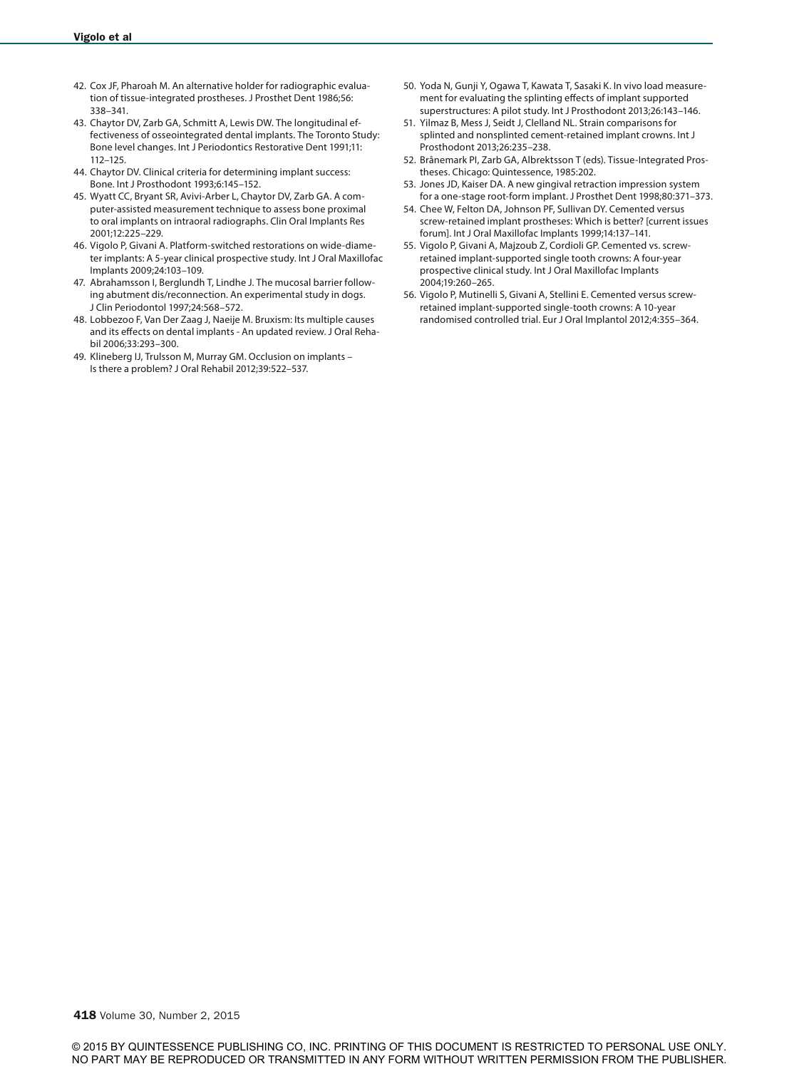42. Cox JF, Pharoah M. An alternative holder for radiographic evaluation of tissue-integrated prostheses. J Prosthet Dent 1986;56: 338–341.
43. Chaytor DV, Zarb GA, Schmitt A, Lewis DW. The longitudinal effectiveness of osseointegrated dental implants. The Toronto Study: Bone level changes. Int J Periodontics Restorative Dent 1991;11: 112–125.
44. Chaytor DV. Clinical criteria for determining implant success: Bone. Int J Prosthodont 1993;6:145–152.
45. Wyatt CC, Bryant SR, Avivi-Arber L, Chaytor DV, Zarb GA. A computer-assisted measurement technique to assess bone proximal to oral implants on intraoral radiographs. Clin Oral Implants Res 2001;12:225–229.
46. Vigolo P, Givani A. Platform-switched restorations on wide-diameter implants: A 5-year clinical prospective study. Int J Oral Maxillofac Implants 2009;24:103–109.
47. Abrahamsson I, Berglundh T, Lindhe J. The mucosal barrier following abutment dis/reconnection. An experimental study in dogs. J Clin Periodontol 1997;24:568–572.
48. Lobbezoo F, Van Der Zaag J, Naeije M. Bruxism: Its multiple causes and its effects on dental implants - An updated review. J Oral Rehabil 2006;33:293–300.
49. Klineberg IJ, Trulsson M, Murray GM. Occlusion on implants – Is there a problem? J Oral Rehabil 2012;39:522–537.
50. Yoda N, Gunji Y, Ogawa T, Kawata T, Sasaki K. In vivo load measurement for evaluating the splinting effects of implant supported superstructures: A pilot study. Int J Prosthodont 2013;26:143–146.
51. Yilmaz B, Mess J, Seidt J, Clelland NL. Strain comparisons for splinted and nonsplinted cement-retained implant crowns. Int J Prosthodont 2013;26:235–238.
52. Brånemark PI, Zarb GA, Albrektsson T (eds). Tissue-Integrated Prostheses. Chicago: Quintessence, 1985:202.
53. Jones JD, Kaiser DA. A new gingival retraction impression system for a one-stage root-form implant. J Prosthet Dent 1998;80:371–373.
54. Chee W, Felton DA, Johnson PF, Sullivan DY. Cemented versus screw-retained implant prostheses: Which is better? [current issues forum]. Int J Oral Maxillofac Implants 1999;14:137–141.
55. Vigolo P, Givani A, Majzoub Z, Cordioli GP. Cemented vs. screw-retained implant-supported single tooth crowns: A four-year prospective clinical study. Int J Oral Maxillofac Implants 2004;19:260–265.
56. Vigolo P, Mutinelli S, Givani A, Stellini E. Cemented versus screw-retained implant-supported single-tooth crowns: A 10-year randomised controlled trial. Eur J Oral Implantol 2012;4:355–364.

© 2015 BY QUINTESSENCE PUBLISHING CO, INC. PRINTING OF THIS DOCUMENT IS RESTRICTED TO PERSONAL USE ONLY. NO PART MAY BE REPRODUCED OR TRANSMITTED IN ANY FORM WITHOUT WRITTEN PERMISSION FROM THE PUBLISHER.